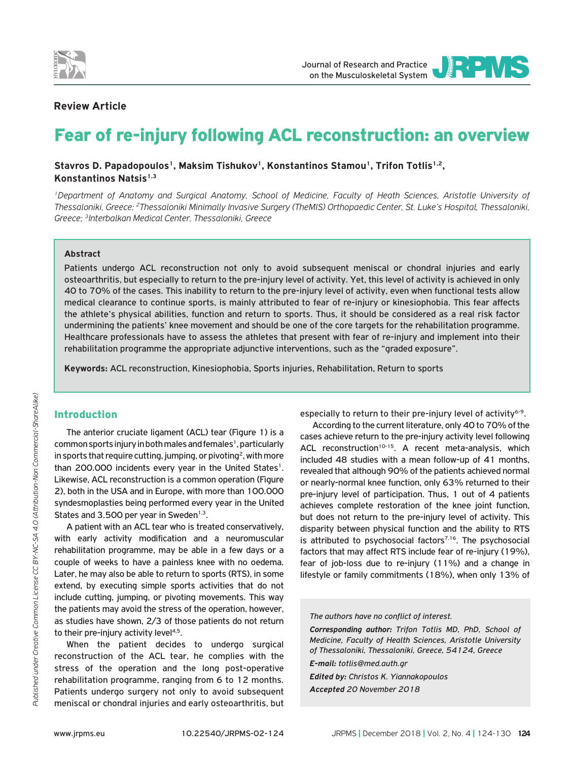**Review Article**

# Fear of re-injury following ACL reconstruction: an overview

**Stavros D. Papadopoulos[1], Maksim Tishukov[1], Konstantinos Stamou[1], Trifon Totlis[1,2], Konstantinos Natsis[1,3]**

*[1]Department of Anatomy and Surgical Anatomy, School of Medicine, Faculty of Heath Sciences, Aristotle University of Thessaloniki, Greece; [2]Thessaloniki Minimally Invasive Surgery (TheMIS) Orthopaedic Center, St. Luke's Hospital, Thessaloniki, Greece; [3]Interbalkan Medical Center, Thessaloniki, Greece*

### Abstract

Patients undergo ACL reconstruction not only to avoid subsequent meniscal or chondral injuries and early osteoarthritis, but especially to return to the pre-injury level of activity. Yet, this level of activity is achieved in only 40 to 70% of the cases. This inability to return to the pre-injury level of activity, even when functional tests allow medical clearance to continue sports, is mainly attributed to fear of re-injury or kinesiophobia. This fear affects the athlete's physical abilities, function and return to sports. Thus, it should be considered as a real risk factor undermining the patients' knee movement and should be one of the core targets for the rehabilitation programme. Healthcare professionals have to assess the athletes that present with fear of re-injury and implement into their rehabilitation programme the appropriate adjunctive interventions, such as the "graded exposure".

**Keywords:** ACL reconstruction, Kinesiophobia, Sports injuries, Rehabilitation, Return to sports

## Introduction

The anterior cruciate ligament (ACL) tear (Figure 1) is a common sports injury in both males and females[1], particularly in sports that require cutting, jumping, or pivoting[2], with more than 200.000 incidents every year in the United States[1]. Likewise, ACL reconstruction is a common operation (Figure 2), both in the USA and in Europe, with more than 100.000 syndesmoplasties being performed every year in the United States and 3.500 per year in Sweden[1,3].

A patient with an ACL tear who is treated conservatively, with early activity modification and a neuromuscular rehabilitation programme, may be able in a few days or a couple of weeks to have a painless knee with no oedema. Later, he may also be able to return to sports (RTS), in some extend, by executing simple sports activities that do not include cutting, jumping, or pivoting movements. This way the patients may avoid the stress of the operation, however, as studies have shown, 2/3 of those patients do not return to their pre-injury activity level[4,5].

When the patient decides to undergo surgical reconstruction of the ACL tear, he complies with the stress of the operation and the long post-operative rehabilitation programme, ranging from 6 to 12 months. Patients undergo surgery not only to avoid subsequent meniscal or chondral injuries and early osteoarthritis, but especially to return to their pre-injury level of activity[6-9].

According to the current literature, only 40 to 70% of the cases achieve return to the pre-injury activity level following ACL reconstruction[10-15]. A recent meta-analysis, which included 48 studies with a mean follow-up of 41 months, revealed that although 90% of the patients achieved normal or nearly-normal knee function, only 63% returned to their pre-injury level of participation. Thus, 1 out of 4 patients achieves complete restoration of the knee joint function, but does not return to the pre-injury level of activity. This disparity between physical function and the ability to RTS is attributed to psychosocial factors[7,16]. The psychosocial factors that may affect RTS include fear of re-injury (19%), fear of job-loss due to re-injury (11%) and a change in lifestyle or family commitments (18%), when only 13% of

*The authors have no conflict of interest.*

***Corresponding author:** Trifon Totlis MD, PhD, School of Medicine, Faculty of Health Sciences, Aristotle University of Thessaloniki, Thessaloniki, Greece, 54124, Greece*

***E-mail:** totlis@med.auth.gr*

***Edited by:** Christos K. Yiannakopoulos*

***Accepted** 20 November 2018*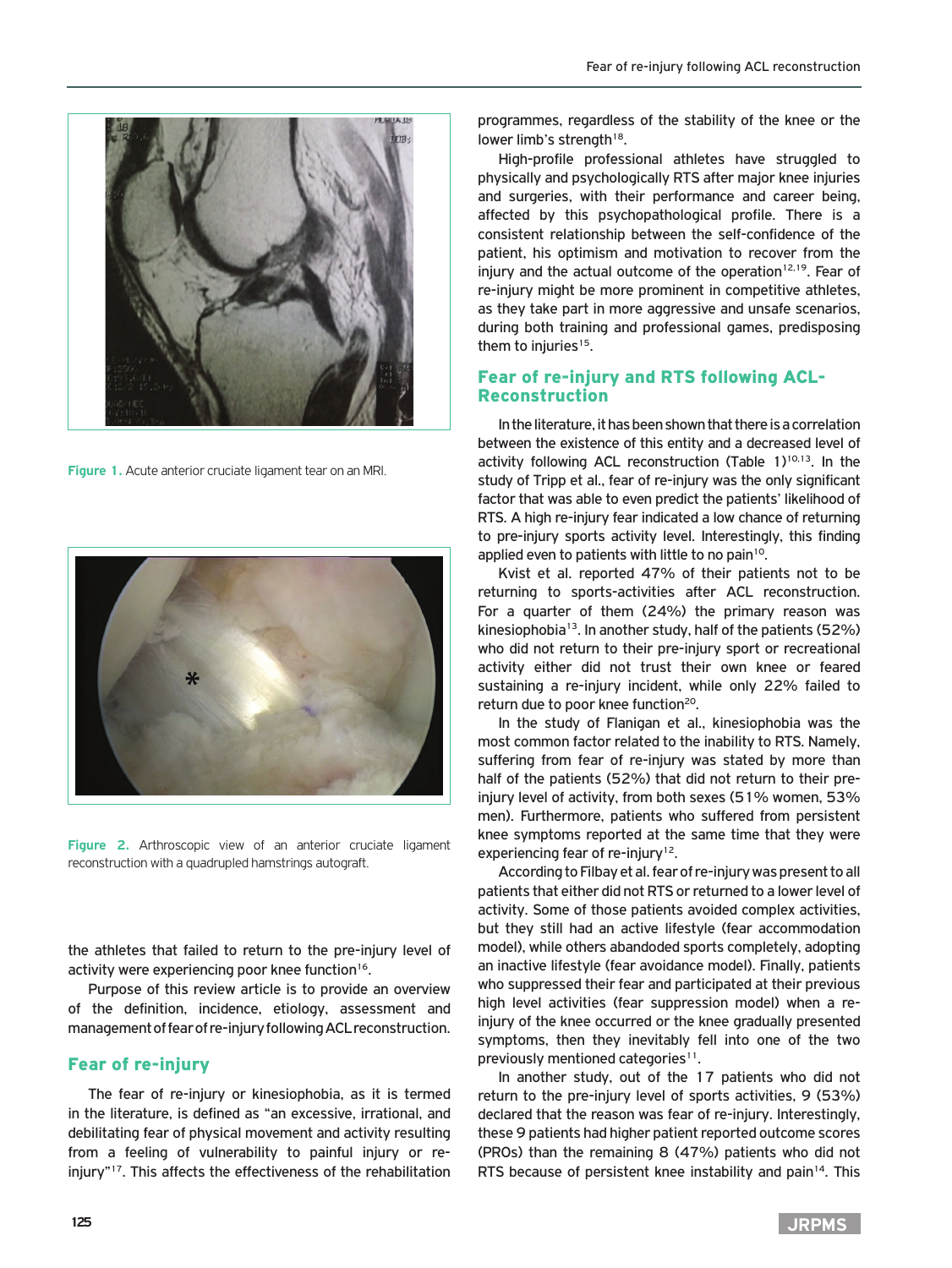Figure 1. Acute anterior cruciate ligament tear on an MRI.

Figure 2. Arthroscopic view of an anterior cruciate ligament reconstruction with a quadrupled hamstrings autograft.

the athletes that failed to return to the pre-injury level of activity were experiencing poor knee function[16].

Purpose of this review article is to provide an overview of the definition, incidence, etiology, assessment and management of fear of re-injury following ACL reconstruction.

## Fear of re-injury

The fear of re-injury or kinesiophobia, as it is termed in the literature, is defined as "an excessive, irrational, and debilitating fear of physical movement and activity resulting from a feeling of vulnerability to painful injury or re-injury"[17]. This affects the effectiveness of the rehabilitation programmes, regardless of the stability of the knee or the lower limb's strength[18].

High-profile professional athletes have struggled to physically and psychologically RTS after major knee injuries and surgeries, with their performance and career being, affected by this psychopathological profile. There is a consistent relationship between the self-confidence of the patient, his optimism and motivation to recover from the injury and the actual outcome of the operation[12,19]. Fear of re-injury might be more prominent in competitive athletes, as they take part in more aggressive and unsafe scenarios, during both training and professional games, predisposing them to injuries[15].

## Fear of re-injury and RTS following ACL-Reconstruction

In the literature, it has been shown that there is a correlation between the existence of this entity and a decreased level of activity following ACL reconstruction (Table 1)[10,13]. In the study of Tripp et al., fear of re-injury was the only significant factor that was able to even predict the patients' likelihood of RTS. A high re-injury fear indicated a low chance of returning to pre-injury sports activity level. Interestingly, this finding applied even to patients with little to no pain[10].

Kvist et al. reported 47% of their patients not to be returning to sports-activities after ACL reconstruction. For a quarter of them (24%) the primary reason was kinesiophobia[13]. In another study, half of the patients (52%) who did not return to their pre-injury sport or recreational activity either did not trust their own knee or feared sustaining a re-injury incident, while only 22% failed to return due to poor knee function[20].

In the study of Flanigan et al., kinesiophobia was the most common factor related to the inability to RTS. Namely, suffering from fear of re-injury was stated by more than half of the patients (52%) that did not return to their pre-injury level of activity, from both sexes (51% women, 53% men). Furthermore, patients who suffered from persistent knee symptoms reported at the same time that they were experiencing fear of re-injury[12].

According to Filbay et al. fear of re-injury was present to all patients that either did not RTS or returned to a lower level of activity. Some of those patients avoided complex activities, but they still had an active lifestyle (fear accommodation model), while others abandoded sports completely, adopting an inactive lifestyle (fear avoidance model). Finally, patients who suppressed their fear and participated at their previous high level activities (fear suppression model) when a re-injury of the knee occurred or the knee gradually presented symptoms, then they inevitably fell into one of the two previously mentioned categories[11].

In another study, out of the 17 patients who did not return to the pre-injury level of sports activities, 9 (53%) declared that the reason was fear of re-injury. Interestingly, these 9 patients had higher patient reported outcome scores (PROs) than the remaining 8 (47%) patients who did not RTS because of persistent knee instability and pain[14]. This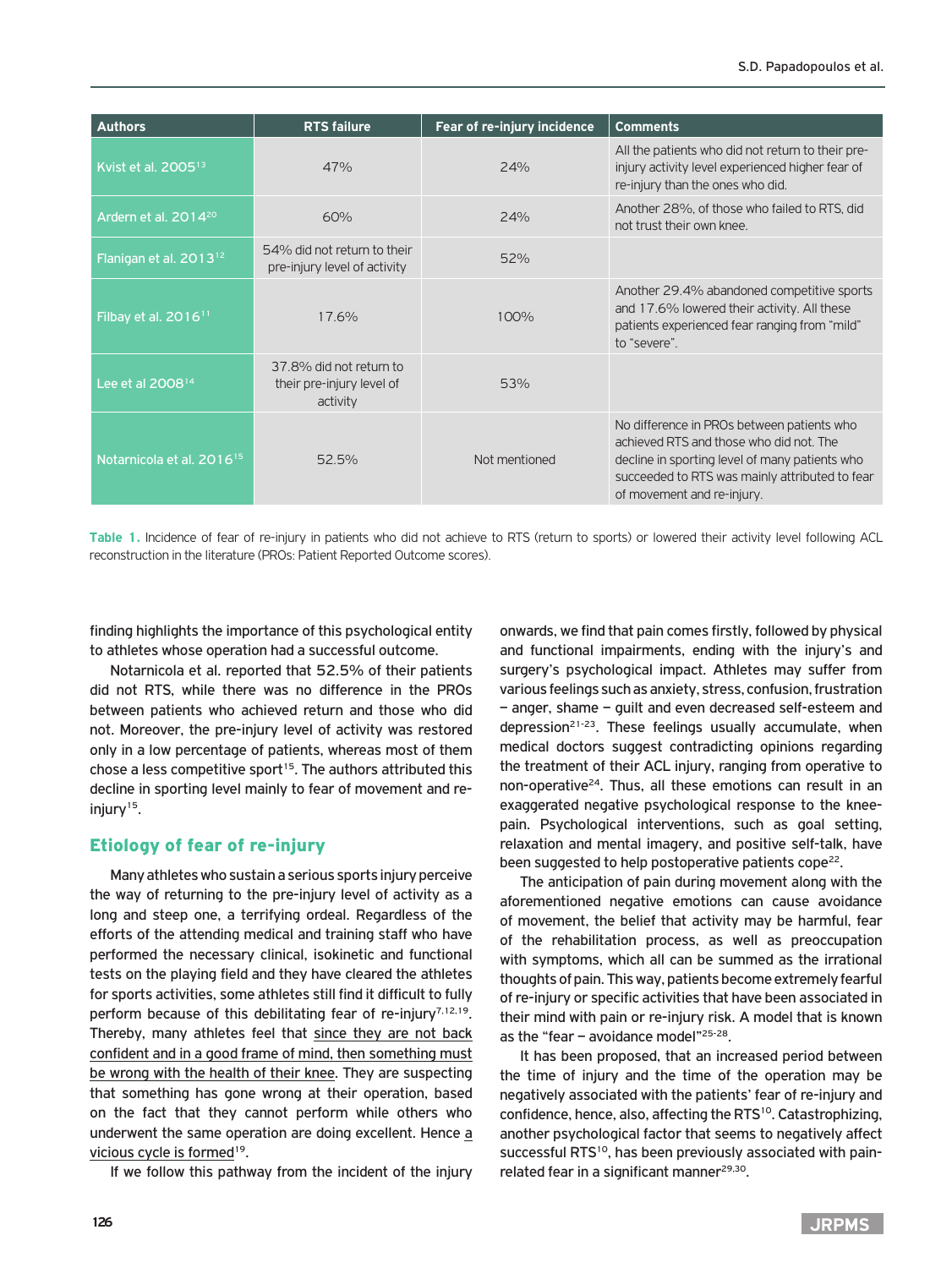| Authors | RTS failure | Fear of re-injury incidence | Comments |
|---|---|---|---|
| Kvist et al. 2005[13] | 47% | 24% | All the patients who did not return to their pre-injury activity level experienced higher fear of re-injury than the ones who did. |
| Ardern et al. 2014[20] | 60% | 24% | Another 28%, of those who failed to RTS, did not trust their own knee. |
| Flanigan et al. 2013[12] | 54% did not return to their pre-injury level of activity | 52% | |
| Filbay et al. 2016[11] | 17.6% | 100% | Another 29.4% abandoned competitive sports and 17.6% lowered their activity. All these patients experienced fear ranging from "mild" to "severe". |
| Lee et al 2008[14] | 37.8% did not return to their pre-injury level of activity | 53% | |
| Notarnicola et al. 2016[15] | 52.5% | Not mentioned | No difference in PROs between patients who achieved RTS and those who did not. The decline in sporting level of many patients who succeeded to RTS was mainly attributed to fear of movement and re-injury. |

**Table 1.** Incidence of fear of re-injury in patients who did not achieve to RTS (return to sports) or lowered their activity level following ACL reconstruction in the literature (PROs: Patient Reported Outcome scores).

finding highlights the importance of this psychological entity to athletes whose operation had a successful outcome.

Notarnicola et al. reported that 52.5% of their patients did not RTS, while there was no difference in the PROs between patients who achieved return and those who did not. Moreover, the pre-injury level of activity was restored only in a low percentage of patients, whereas most of them chose a less competitive sport[15]. The authors attributed this decline in sporting level mainly to fear of movement and re-injury[15].

## Etiology of fear of re-injury

Many athletes who sustain a serious sports injury perceive the way of returning to the pre-injury level of activity as a long and steep one, a terrifying ordeal. Regardless of the efforts of the attending medical and training staff who have performed the necessary clinical, isokinetic and functional tests on the playing field and they have cleared the athletes for sports activities, some athletes still find it difficult to fully perform because of this debilitating fear of re-injury[7,12,19]. Thereby, many athletes feel that since they are not back confident and in a good frame of mind, then something must be wrong with the health of their knee. They are suspecting that something has gone wrong at their operation, based on the fact that they cannot perform while others who underwent the same operation are doing excellent. Hence a vicious cycle is formed[19].

If we follow this pathway from the incident of the injury onwards, we find that pain comes firstly, followed by physical and functional impairments, ending with the injury's and surgery's psychological impact. Athletes may suffer from various feelings such as anxiety, stress, confusion, frustration – anger, shame – guilt and even decreased self-esteem and depression[21-23]. These feelings usually accumulate, when medical doctors suggest contradicting opinions regarding the treatment of their ACL injury, ranging from operative to non-operative[24]. Thus, all these emotions can result in an exaggerated negative psychological response to the knee-pain. Psychological interventions, such as goal setting, relaxation and mental imagery, and positive self-talk, have been suggested to help postoperative patients cope[22].

The anticipation of pain during movement along with the aforementioned negative emotions can cause avoidance of movement, the belief that activity may be harmful, fear of the rehabilitation process, as well as preoccupation with symptoms, which all can be summed as the irrational thoughts of pain. This way, patients become extremely fearful of re-injury or specific activities that have been associated in their mind with pain or re-injury risk. A model that is known as the "fear – avoidance model"[25-28].

It has been proposed, that an increased period between the time of injury and the time of the operation may be negatively associated with the patients' fear of re-injury and confidence, hence, also, affecting the RTS[10]. Catastrophizing, another psychological factor that seems to negatively affect successful RTS[10], has been previously associated with pain-related fear in a significant manner[29,30].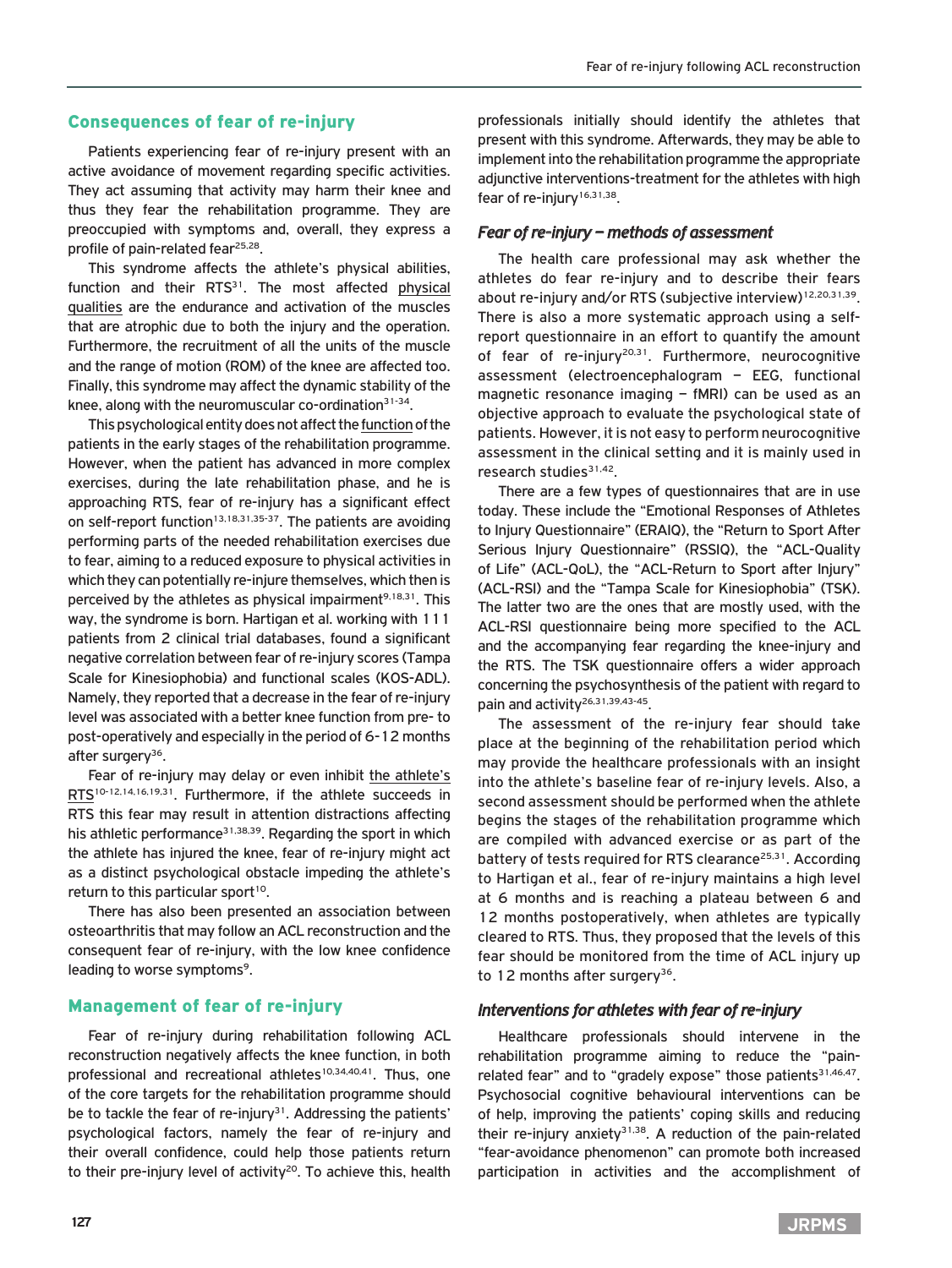## Consequences of fear of re-injury

Patients experiencing fear of re-injury present with an active avoidance of movement regarding specific activities. They act assuming that activity may harm their knee and thus they fear the rehabilitation programme. They are preoccupied with symptoms and, overall, they express a profile of pain-related fear[25,28].

This syndrome affects the athlete's physical abilities, function and their RTS[31]. The most affected physical qualities are the endurance and activation of the muscles that are atrophic due to both the injury and the operation. Furthermore, the recruitment of all the units of the muscle and the range of motion (ROM) of the knee are affected too. Finally, this syndrome may affect the dynamic stability of the knee, along with the neuromuscular co-ordination[31-34].

This psychological entity does not affect the function of the patients in the early stages of the rehabilitation programme. However, when the patient has advanced in more complex exercises, during the late rehabilitation phase, and he is approaching RTS, fear of re-injury has a significant effect on self-report function[13,18,31,35-37]. The patients are avoiding performing parts of the needed rehabilitation exercises due to fear, aiming to a reduced exposure to physical activities in which they can potentially re-injure themselves, which then is perceived by the athletes as physical impairment[9,18,31]. This way, the syndrome is born. Hartigan et al. working with 111 patients from 2 clinical trial databases, found a significant negative correlation between fear of re-injury scores (Tampa Scale for Kinesiophobia) and functional scales (KOS-ADL). Namely, they reported that a decrease in the fear of re-injury level was associated with a better knee function from pre- to post-operatively and especially in the period of 6-12 months after surgery[36].

Fear of re-injury may delay or even inhibit the athlete's RTS[10-12,14,16,19,31]. Furthermore, if the athlete succeeds in RTS this fear may result in attention distractions affecting his athletic performance[31,38,39]. Regarding the sport in which the athlete has injured the knee, fear of re-injury might act as a distinct psychological obstacle impeding the athlete's return to this particular sport[10].

There has also been presented an association between osteoarthritis that may follow an ACL reconstruction and the consequent fear of re-injury, with the low knee confidence leading to worse symptoms[9].

## Management of fear of re-injury

Fear of re-injury during rehabilitation following ACL reconstruction negatively affects the knee function, in both professional and recreational athletes[10,34,40,41]. Thus, one of the core targets for the rehabilitation programme should be to tackle the fear of re-injury[31]. Addressing the patients' psychological factors, namely the fear of re-injury and their overall confidence, could help those patients return to their pre-injury level of activity[20]. To achieve this, health professionals initially should identify the athletes that present with this syndrome. Afterwards, they may be able to implement into the rehabilitation programme the appropriate adjunctive interventions-treatment for the athletes with high fear of re-injury[16,31,38].

### *Fear of re-injury – methods of assessment*

The health care professional may ask whether the athletes do fear re-injury and to describe their fears about re-injury and/or RTS (subjective interview)[12,20,31,39]. There is also a more systematic approach using a self-report questionnaire in an effort to quantify the amount of fear of re-injury[20,31]. Furthermore, neurocognitive assessment (electroencephalogram – EEG, functional magnetic resonance imaging – fMRI) can be used as an objective approach to evaluate the psychological state of patients. However, it is not easy to perform neurocognitive assessment in the clinical setting and it is mainly used in research studies[31,42].

There are a few types of questionnaires that are in use today. These include the "Emotional Responses of Athletes to Injury Questionnaire" (ERAIQ), the "Return to Sport After Serious Injury Questionnaire" (RSSIQ), the "ACL-Quality of Life" (ACL-QoL), the "ACL-Return to Sport after Injury" (ACL-RSI) and the "Tampa Scale for Kinesiophobia" (TSK). The latter two are the ones that are mostly used, with the ACL-RSI questionnaire being more specified to the ACL and the accompanying fear regarding the knee-injury and the RTS. The TSK questionnaire offers a wider approach concerning the psychosynthesis of the patient with regard to pain and activity[26,31,39,43-45].

The assessment of the re-injury fear should take place at the beginning of the rehabilitation period which may provide the healthcare professionals with an insight into the athlete's baseline fear of re-injury levels. Also, a second assessment should be performed when the athlete begins the stages of the rehabilitation programme which are compiled with advanced exercise or as part of the battery of tests required for RTS clearance[25,31]. According to Hartigan et al., fear of re-injury maintains a high level at 6 months and is reaching a plateau between 6 and 12 months postoperatively, when athletes are typically cleared to RTS. Thus, they proposed that the levels of this fear should be monitored from the time of ACL injury up to 12 months after surgery[36].

### *Interventions for athletes with fear of re-injury*

Healthcare professionals should intervene in the rehabilitation programme aiming to reduce the "pain-related fear" and to "gradely expose" those patients[31,46,47]. Psychosocial cognitive behavioural interventions can be of help, improving the patients' coping skills and reducing their re-injury anxiety[31,38]. A reduction of the pain-related "fear-avoidance phenomenon" can promote both increased participation in activities and the accomplishment of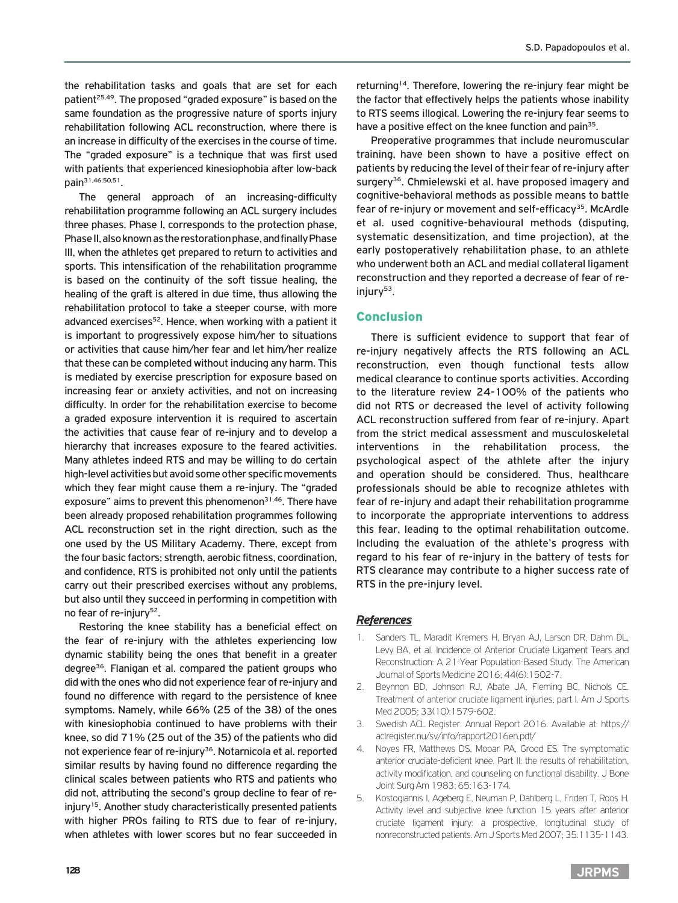the rehabilitation tasks and goals that are set for each patient[25,49]. The proposed "graded exposure" is based on the same foundation as the progressive nature of sports injury rehabilitation following ACL reconstruction, where there is an increase in difficulty of the exercises in the course of time. The "graded exposure" is a technique that was first used with patients that experienced kinesiophobia after low-back pain[31,46,50,51].

The general approach of an increasing-difficulty rehabilitation programme following an ACL surgery includes three phases. Phase I, corresponds to the protection phase, Phase II, also known as the restoration phase, and finally Phase III, when the athletes get prepared to return to activities and sports. This intensification of the rehabilitation programme is based on the continuity of the soft tissue healing, the healing of the graft is altered in due time, thus allowing the rehabilitation protocol to take a steeper course, with more advanced exercises[52]. Hence, when working with a patient it is important to progressively expose him/her to situations or activities that cause him/her fear and let him/her realize that these can be completed without inducing any harm. This is mediated by exercise prescription for exposure based on increasing fear or anxiety activities, and not on increasing difficulty. In order for the rehabilitation exercise to become a graded exposure intervention it is required to ascertain the activities that cause fear of re-injury and to develop a hierarchy that increases exposure to the feared activities. Many athletes indeed RTS and may be willing to do certain high-level activities but avoid some other specific movements which they fear might cause them a re-injury. The "graded exposure" aims to prevent this phenomenon[31,46]. There have been already proposed rehabilitation programmes following ACL reconstruction set in the right direction, such as the one used by the US Military Academy. There, except from the four basic factors; strength, aerobic fitness, coordination, and confidence, RTS is prohibited not only until the patients carry out their prescribed exercises without any problems, but also until they succeed in performing in competition with no fear of re-injury[52].

Restoring the knee stability has a beneficial effect on the fear of re-injury with the athletes experiencing low dynamic stability being the ones that benefit in a greater degree[36]. Flanigan et al. compared the patient groups who did with the ones who did not experience fear of re-injury and found no difference with regard to the persistence of knee symptoms. Namely, while 66% (25 of the 38) of the ones with kinesiophobia continued to have problems with their knee, so did 71% (25 out of the 35) of the patients who did not experience fear of re-injury[36]. Notarnicola et al. reported similar results by having found no difference regarding the clinical scales between patients who RTS and patients who did not, attributing the second's group decline to fear of re-injury[15]. Another study characteristically presented patients with higher PROs failing to RTS due to fear of re-injury, when athletes with lower scores but no fear succeeded in returning[14]. Therefore, lowering the re-injury fear might be the factor that effectively helps the patients whose inability to RTS seems illogical. Lowering the re-injury fear seems to have a positive effect on the knee function and pain[35].

Preoperative programmes that include neuromuscular training, have been shown to have a positive effect on patients by reducing the level of their fear of re-injury after surgery[36]. Chmielewski et al. have proposed imagery and cognitive-behavioral methods as possible means to battle fear of re-injury or movement and self-efficacy[35]. McArdle et al. used cognitive-behavioural methods (disputing, systematic desensitization, and time projection), at the early postoperatively rehabilitation phase, to an athlete who underwent both an ACL and medial collateral ligament reconstruction and they reported a decrease of fear of re-injury[53].

## Conclusion

There is sufficient evidence to support that fear of re-injury negatively affects the RTS following an ACL reconstruction, even though functional tests allow medical clearance to continue sports activities. According to the literature review 24-100% of the patients who did not RTS or decreased the level of activity following ACL reconstruction suffered from fear of re-injury. Apart from the strict medical assessment and musculoskeletal interventions in the rehabilitation process, the psychological aspect of the athlete after the injury and operation should be considered. Thus, healthcare professionals should be able to recognize athletes with fear of re-injury and adapt their rehabilitation programme to incorporate the appropriate interventions to address this fear, leading to the optimal rehabilitation outcome. Including the evaluation of the athlete's progress with regard to his fear of re-injury in the battery of tests for RTS clearance may contribute to a higher success rate of RTS in the pre-injury level.

## *References*

1. Sanders TL, Maradit Kremers H, Bryan AJ, Larson DR, Dahm DL, Levy BA, et al. Incidence of Anterior Cruciate Ligament Tears and Reconstruction: A 21-Year Population-Based Study. The American Journal of Sports Medicine 2016; 44(6):1502-7.
2. Beynnon BD, Johnson RJ, Abate JA, Fleming BC, Nichols CE. Treatment of anterior cruciate ligament injuries, part I. Am J Sports Med 2005; 33(10):1579-602.
3. Swedish ACL Register. Annual Report 2016. Available at: https://aclregister.nu/sv/info/rapport2016en.pdf/
4. Noyes FR, Matthews DS, Mooar PA, Grood ES. The symptomatic anterior cruciate-deficient knee. Part II: the results of rehabilitation, activity modification, and counseling on functional disability. J Bone Joint Surg Am 1983; 65:163-174.
5. Kostogiannis I, Ageberg E, Neuman P, Dahlberg L, Friden T, Roos H. Activity level and subjective knee function 15 years after anterior cruciate ligament injury: a prospective, longitudinal study of nonreconstructed patients. Am J Sports Med 2007; 35:1135-1143.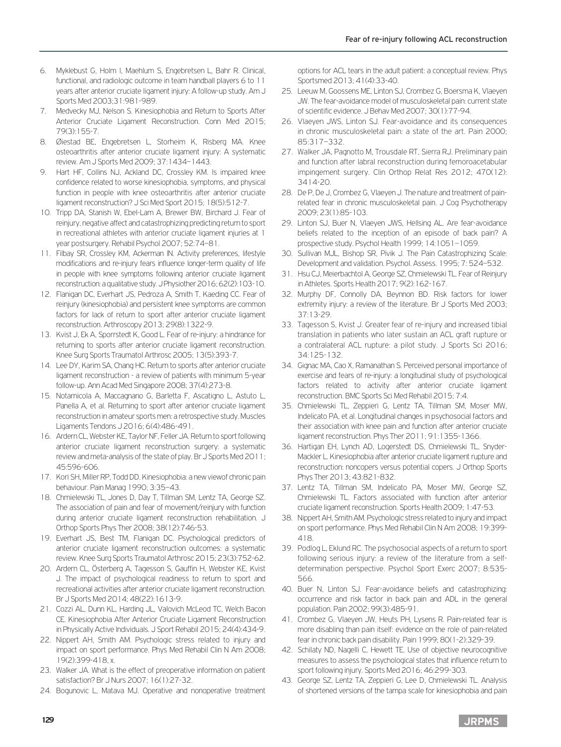6. Myklebust G, Holm I, Maehlum S, Engebretsen L, Bahr R. Clinical, functional, and radiologic outcome in team handball players 6 to 11 years after anterior cruciate ligament injury: A follow-up study. Am J Sports Med 2003;31:981-989.
7. Medvecky MJ, Nelson S. Kinesiophobia and Return to Sports After Anterior Cruciate Ligament Reconstruction. Conn Med 2015; 79(3):155-7.
8. Øiestad BE, Engebretsen L, Storheim K, Risberg MA. Knee osteoarthritis after anterior cruciate ligament injury: A systematic review. Am J Sports Med 2009; 37:1434–1443.
9. Hart HF, Collins NJ, Ackland DC, Crossley KM. Is impaired knee confidence related to worse kinesiophobia, symptoms, and physical function in people with knee osteoarthritis after anterior cruciate ligament reconstruction? J Sci Med Sport 2015; 18(5):512-7.
10. Tripp DA, Stanish W, Ebel-Lam A, Brewer BW, Birchard J. Fear of reinjury, negative affect and catastrophizing predicting return to sport in recreational athletes with anterior cruciate ligament injuries at 1 year postsurgery. Rehabil Psychol 2007; 52:74–81.
11. Filbay SR, Crossley KM, Ackerman IN. Activity preferences, lifestyle modifications and re-injury fears influence longer-term quality of life in people with knee symptoms following anterior cruciate ligament reconstruction: a qualitative study. J Physiother 2016; 62(2):103-10.
12. Flanigan DC, Everhart JS, Pedroza A, Smith T, Kaeding CC. Fear of reinjury (kinesiophobia) and persistent knee symptoms are common factors for lack of return to sport after anterior cruciate ligament reconstruction. Arthroscopy 2013; 29(8):1322-9.
13. Kvist J, Ek A, Sporrstedt K, Good L. Fear of re-injury: a hindrance for returning to sports after anterior cruciate ligament reconstruction. Knee Surg Sports Traumatol Arthrosc 2005; 13(5):393-7.
14. Lee DY, Karim SA, Chang HC. Return to sports after anterior cruciate ligament reconstruction - a review of patients with minimum 5-year follow-up. Ann Acad Med Singapore 2008; 37(4):273-8.
15. Notarnicola A, Maccagnano G, Barletta F, Ascatigno L, Astuto L, Panella A, et al. Returning to sport after anterior cruciate ligament reconstruction in amateur sports men: a retrospective study. Muscles Ligaments Tendons J 2016; 6(4):486-491.
16. Ardern CL, Webster KE, Taylor NF, Feller JA. Return to sport following anterior cruciate ligament reconstruction surgery: a systematic review and meta-analysis of the state of play. Br J Sports Med 2011; 45:596-606.
17. Kori SH, Miller RP, Todd DD. Kinesiophobia: a new viewof chronic pain behaviour. Pain Manag 1990; 3:35–43.
18. Chmielewski TL, Jones D, Day T, Tillman SM, Lentz TA, George SZ. The association of pain and fear of movement/reinjury with function during anterior cruciate ligament reconstruction rehabilitation. J Orthop Sports Phys Ther 2008; 38(12):746-53.
19. Everhart JS, Best TM, Flanigan DC. Psychological predictors of anterior cruciate ligament reconstruction outcomes: a systematic review. Knee Surg Sports Traumatol Arthrosc 2015; 23(3):752-62.
20. Ardern CL, Österberg A, Tagesson S, Gauffin H, Webster KE, Kvist J. The impact of psychological readiness to return to sport and recreational activities after anterior cruciate ligament reconstruction. Br J Sports Med 2014; 48(22):1613-9.
21. Cozzi AL, Dunn KL, Harding JL, Valovich McLeod TC, Welch Bacon CE. Kinesiophobia After Anterior Cruciate Ligament Reconstruction in Physically Active Individuals. J Sport Rehabil 2015; 24(4):434-9.
22. Nippert AH, Smith AM. Psychologic stress related to injury and impact on sport performance. Phys Med Rehabil Clin N Am 2008; 19(2):399-418, x.
23. Walker JA. What is the effect of preoperative information on patient satisfaction? Br J Nurs 2007; 16(1):27-32.
24. Bogunovic L, Matava MJ. Operative and nonoperative treatment options for ACL tears in the adult patient: a conceptual review. Phys Sportsmed 2013; 41(4):33-40.
25. Leeuw M, Goossens ME, Linton SJ, Crombez G, Boersma K, Vlaeyen JW. The fear-avoidance model of musculoskeletal pain: current state of scientific evidence. J Behav Med 2007; 30(1):77-94.
26. Vlaeyen JWS, Linton SJ. Fear-avoidance and its consequences in chronic musculoskeletal pain: a state of the art. Pain 2000; 85:317–332.
27. Walker JA, Pagnotto M, Trousdale RT, Sierra RJ. Preliminary pain and function after labral reconstruction during femoroacetabular impingement surgery. Clin Orthop Relat Res 2012; 470(12): 3414-20.
28. De P, De J, Crombez G, Vlaeyen J. The nature and treatment of pain-related fear in chronic musculoskeletal pain. J Cog Psychotherapy 2009; 23(1):85-103.
29. Linton SJ, Buer N, Vlaeyen JWS, Hellsing AL. Are fear-avoidance beliefs related to the inception of an episode of back pain? A prospective study. Psychol Health 1999; 14:1051–1059.
30. Sullivan MJL, Bishop SR, Pivik J. The Pain Catastrophizing Scale: Development and validation. Psychol. Assess. 1995; 7: 524–532.
31. Hsu CJ, Meierbachtol A, George SZ, Chmielewski TL. Fear of Reinjury in Athletes. Sports Health 2017; 9(2):162-167.
32. Murphy DF, Connolly DA, Beynnon BD. Risk factors for lower extremity injury: a review of the literature. Br J Sports Med 2003; 37:13-29.
33. Tagesson S, Kvist J. Greater fear of re-injury and increased tibial translation in patients who later sustain an ACL graft rupture or a contralateral ACL rupture: a pilot study. J Sports Sci 2016; 34:125-132.
34. Gignac MA, Cao X, Ramanathan S. Perceived personal importance of exercise and fears of re-injury: a longitudinal study of psychological factors related to activity after anterior cruciate ligament reconstruction. BMC Sports Sci Med Rehabil 2015; 7:4.
35. Chmielewski TL, Zeppieri G, Lentz TA, Tillman SM, Moser MW, Indelicato PA, et al. Longitudinal changes in psychosocial factors and their association with knee pain and function after anterior cruciate ligament reconstruction. Phys Ther 2011; 91:1355-1366.
36. Hartigan EH, Lynch AD, Logerstedt DS, Chmielewski TL, Snyder-Mackler L. Kinesiophobia after anterior cruciate ligament rupture and reconstruction: noncopers versus potential copers. J Orthop Sports Phys Ther 2013; 43:821-832.
37. Lentz TA, Tillman SM, Indelicato PA, Moser MW, George SZ, Chmielewski TL. Factors associated with function after anterior cruciate ligament reconstruction. Sports Health 2009; 1:47-53.
38. Nippert AH, Smith AM. Psychologic stress related to injury and impact on sport performance. Phys Med Rehabil Clin N Am 2008; 19:399-418.
39. Podlog L, Eklund RC. The psychosocial aspects of a return to sport following serious injury: a review of the literature from a self-determination perspective. Psychol Sport Exerc 2007; 8:535-566.
40. Buer N, Linton SJ. Fear-avoidance beliefs and catastrophizing: occurrence and risk factor in back pain and ADL in the general population. Pain 2002; 99(3):485-91.
41. Crombez G, Vlaeyen JW, Heuts PH, Lysens R. Pain-related fear is more disabling than pain itself: evidence on the role of pain-related fear in chronic back pain disability. Pain 1999; 80(1-2):329-39.
42. Schilaty ND, Nagelli C, Hewett TE. Use of objective neurocognitive measures to assess the psychological states that influence return to sport following injury. Sports Med 2016; 46:299-303.
43. George SZ, Lentz TA, Zeppieri G, Lee D, Chmielewski TL. Analysis of shortened versions of the tampa scale for kinesiophobia and pain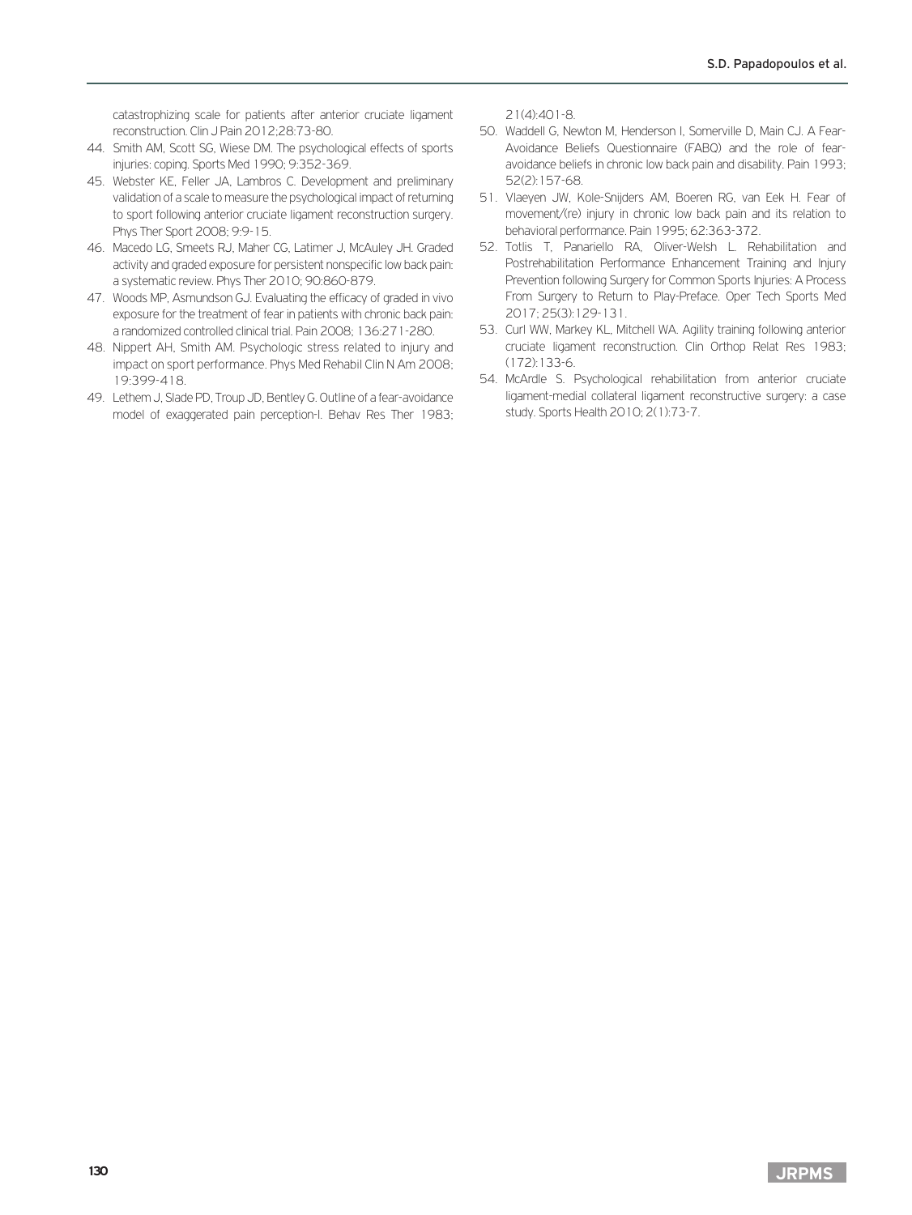catastrophizing scale for patients after anterior cruciate ligament reconstruction. Clin J Pain 2012;28:73-80.

44. Smith AM, Scott SG, Wiese DM. The psychological effects of sports injuries: coping. Sports Med 1990; 9:352-369.
45. Webster KE, Feller JA, Lambros C. Development and preliminary validation of a scale to measure the psychological impact of returning to sport following anterior cruciate ligament reconstruction surgery. Phys Ther Sport 2008; 9:9-15.
46. Macedo LG, Smeets RJ, Maher CG, Latimer J, McAuley JH. Graded activity and graded exposure for persistent nonspecific low back pain: a systematic review. Phys Ther 2010; 90:860-879.
47. Woods MP, Asmundson GJ. Evaluating the efficacy of graded in vivo exposure for the treatment of fear in patients with chronic back pain: a randomized controlled clinical trial. Pain 2008; 136:271-280.
48. Nippert AH, Smith AM. Psychologic stress related to injury and impact on sport performance. Phys Med Rehabil Clin N Am 2008; 19:399-418.
49. Lethem J, Slade PD, Troup JD, Bentley G. Outline of a fear-avoidance model of exaggerated pain perception-I. Behav Res Ther 1983; 21(4):401-8.
50. Waddell G, Newton M, Henderson I, Somerville D, Main CJ. A Fear-Avoidance Beliefs Questionnaire (FABQ) and the role of fear-avoidance beliefs in chronic low back pain and disability. Pain 1993; 52(2):157-68.
51. Vlaeyen JW, Kole-Snijders AM, Boeren RG, van Eek H. Fear of movement/(re) injury in chronic low back pain and its relation to behavioral performance. Pain 1995; 62:363-372.
52. Totlis T, Panariello RA, Oliver-Welsh L. Rehabilitation and Postrehabilitation Performance Enhancement Training and Injury Prevention following Surgery for Common Sports Injuries: A Process From Surgery to Return to Play-Preface. Oper Tech Sports Med 2017; 25(3):129-131.
53. Curl WW, Markey KL, Mitchell WA. Agility training following anterior cruciate ligament reconstruction. Clin Orthop Relat Res 1983; (172):133-6.
54. McArdle S. Psychological rehabilitation from anterior cruciate ligament-medial collateral ligament reconstructive surgery: a case study. Sports Health 2010; 2(1):73-7.